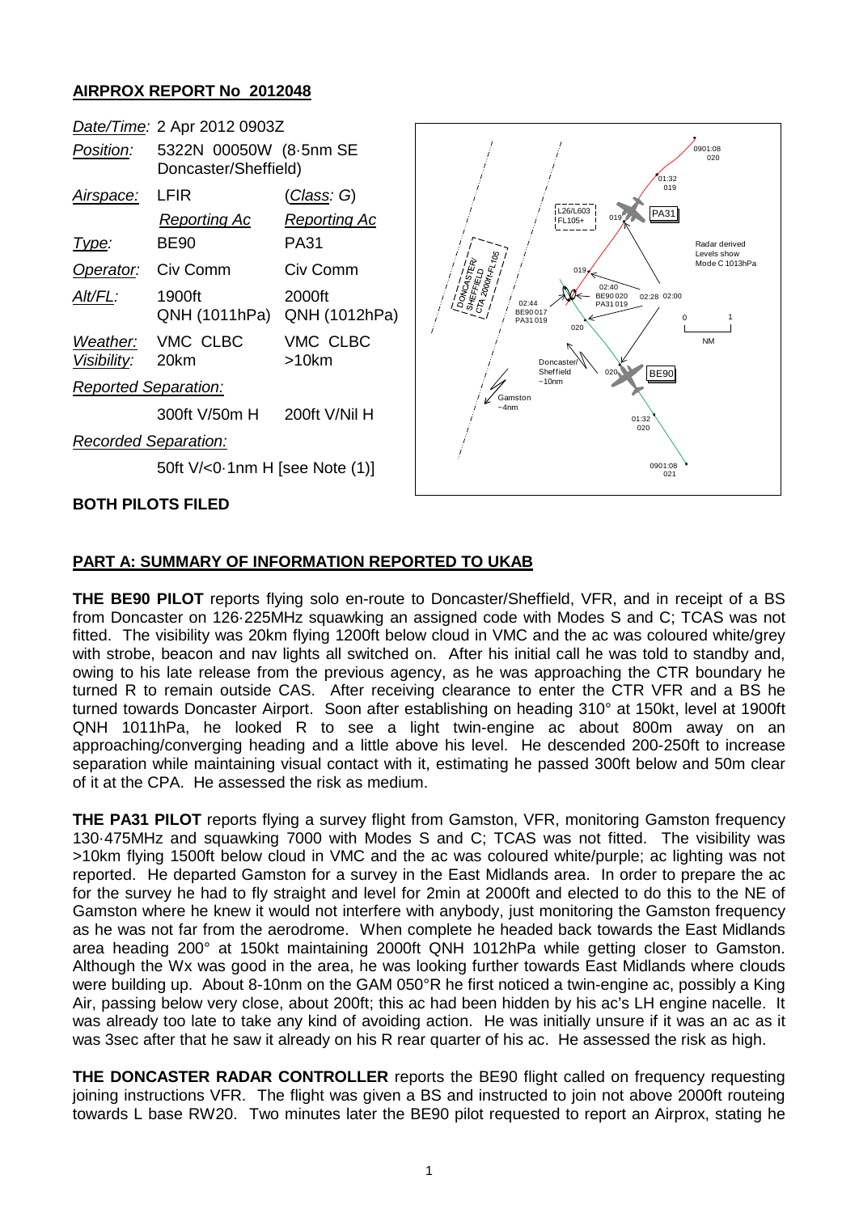## AIRPROX REPORT No 2012048

| | | |
|---|---|---|
| *Date/Time:* | 2 Apr 2012 0903Z | |
| *Position:* | 5322N 00050W (8·5nm SE Doncaster/Sheffield) | |
| *Airspace:* | LFIR | (*Class: G*) |
| | *Reporting Ac* | *Reporting Ac* |
| *Type:* | BE90 | PA31 |
| *Operator:* | Civ Comm | Civ Comm |
| *Alt/FL:* | 1900ft QNH (1011hPa) | 2000ft QNH (1012hPa) |
| *Weather:* | VMC CLBC | VMC CLBC |
| *Visibility:* | 20km | >10km |
| *Reported Separation:* | | |
| | 300ft V/50m H | 200ft V/Nil H |
| *Recorded Separation:* | | |
| | 50ft V/<0·1nm H [see Note (1)] | |

**BOTH PILOTS FILED**

### PART A: SUMMARY OF INFORMATION REPORTED TO UKAB

**THE BE90 PILOT** reports flying solo en-route to Doncaster/Sheffield, VFR, and in receipt of a BS from Doncaster on 126·225MHz squawking an assigned code with Modes S and C; TCAS was not fitted. The visibility was 20km flying 1200ft below cloud in VMC and the ac was coloured white/grey with strobe, beacon and nav lights all switched on. After his initial call he was told to standby and, owing to his late release from the previous agency, as he was approaching the CTR boundary he turned R to remain outside CAS. After receiving clearance to enter the CTR VFR and a BS he turned towards Doncaster Airport. Soon after establishing on heading 310° at 150kt, level at 1900ft QNH 1011hPa, he looked R to see a light twin-engine ac about 800m away on an approaching/converging heading and a little above his level. He descended 200-250ft to increase separation while maintaining visual contact with it, estimating he passed 300ft below and 50m clear of it at the CPA. He assessed the risk as medium.

**THE PA31 PILOT** reports flying a survey flight from Gamston, VFR, monitoring Gamston frequency 130·475MHz and squawking 7000 with Modes S and C; TCAS was not fitted. The visibility was >10km flying 1500ft below cloud in VMC and the ac was coloured white/purple; ac lighting was not reported. He departed Gamston for a survey in the East Midlands area. In order to prepare the ac for the survey he had to fly straight and level for 2min at 2000ft and elected to do this to the NE of Gamston where he knew it would not interfere with anybody, just monitoring the Gamston frequency as he was not far from the aerodrome. When complete he headed back towards the East Midlands area heading 200° at 150kt maintaining 2000ft QNH 1012hPa while getting closer to Gamston. Although the Wx was good in the area, he was looking further towards East Midlands where clouds were building up. About 8-10nm on the GAM 050°R he first noticed a twin-engine ac, possibly a King Air, passing below very close, about 200ft; this ac had been hidden by his ac's LH engine nacelle. It was already too late to take any kind of avoiding action. He was initially unsure if it was an ac as it was 3sec after that he saw it already on his R rear quarter of his ac. He assessed the risk as high.

**THE DONCASTER RADAR CONTROLLER** reports the BE90 flight called on frequency requesting joining instructions VFR. The flight was given a BS and instructed to join not above 2000ft routeing towards L base RW20. Two minutes later the BE90 pilot requested to report an Airprox, stating he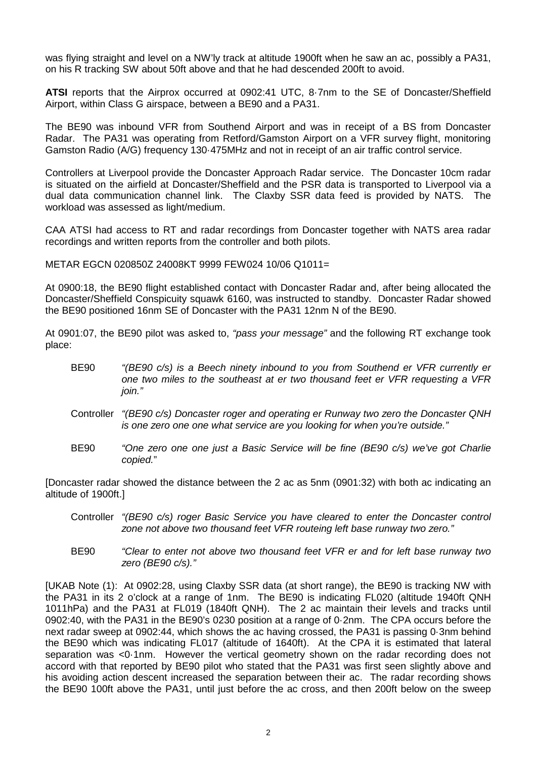was flying straight and level on a NW'ly track at altitude 1900ft when he saw an ac, possibly a PA31, on his R tracking SW about 50ft above and that he had descended 200ft to avoid.

**ATSI** reports that the Airprox occurred at 0902:41 UTC, 8·7nm to the SE of Doncaster/Sheffield Airport, within Class G airspace, between a BE90 and a PA31.

The BE90 was inbound VFR from Southend Airport and was in receipt of a BS from Doncaster Radar. The PA31 was operating from Retford/Gamston Airport on a VFR survey flight, monitoring Gamston Radio (A/G) frequency 130·475MHz and not in receipt of an air traffic control service.

Controllers at Liverpool provide the Doncaster Approach Radar service. The Doncaster 10cm radar is situated on the airfield at Doncaster/Sheffield and the PSR data is transported to Liverpool via a dual data communication channel link. The Claxby SSR data feed is provided by NATS. The workload was assessed as light/medium.

CAA ATSI had access to RT and radar recordings from Doncaster together with NATS area radar recordings and written reports from the controller and both pilots.

METAR EGCN 020850Z 24008KT 9999 FEW024 10/06 Q1011=

At 0900:18, the BE90 flight established contact with Doncaster Radar and, after being allocated the Doncaster/Sheffield Conspicuity squawk 6160, was instructed to standby. Doncaster Radar showed the BE90 positioned 16nm SE of Doncaster with the PA31 12nm N of the BE90.

At 0901:07, the BE90 pilot was asked to, *"pass your message"* and the following RT exchange took place:

BE90 *"(BE90 c/s) is a Beech ninety inbound to you from Southend er VFR currently er one two miles to the southeast at er two thousand feet er VFR requesting a VFR join."*

Controller *"(BE90 c/s) Doncaster roger and operating er Runway two zero the Doncaster QNH is one zero one one what service are you looking for when you're outside."*

BE90 *"One zero one one just a Basic Service will be fine (BE90 c/s) we've got Charlie copied."*

[Doncaster radar showed the distance between the 2 ac as 5nm (0901:32) with both ac indicating an altitude of 1900ft.]

Controller *"(BE90 c/s) roger Basic Service you have cleared to enter the Doncaster control zone not above two thousand feet VFR routeing left base runway two zero."*

BE90 *"Clear to enter not above two thousand feet VFR er and for left base runway two zero (BE90 c/s)."*

[UKAB Note (1): At 0902:28, using Claxby SSR data (at short range), the BE90 is tracking NW with the PA31 in its 2 o'clock at a range of 1nm. The BE90 is indicating FL020 (altitude 1940ft QNH 1011hPa) and the PA31 at FL019 (1840ft QNH). The 2 ac maintain their levels and tracks until 0902:40, with the PA31 in the BE90's 0230 position at a range of 0·2nm. The CPA occurs before the next radar sweep at 0902:44, which shows the ac having crossed, the PA31 is passing 0·3nm behind the BE90 which was indicating FL017 (altitude of 1640ft). At the CPA it is estimated that lateral separation was <0·1nm. However the vertical geometry shown on the radar recording does not accord with that reported by BE90 pilot who stated that the PA31 was first seen slightly above and his avoiding action descent increased the separation between their ac. The radar recording shows the BE90 100ft above the PA31, until just before the ac cross, and then 200ft below on the sweep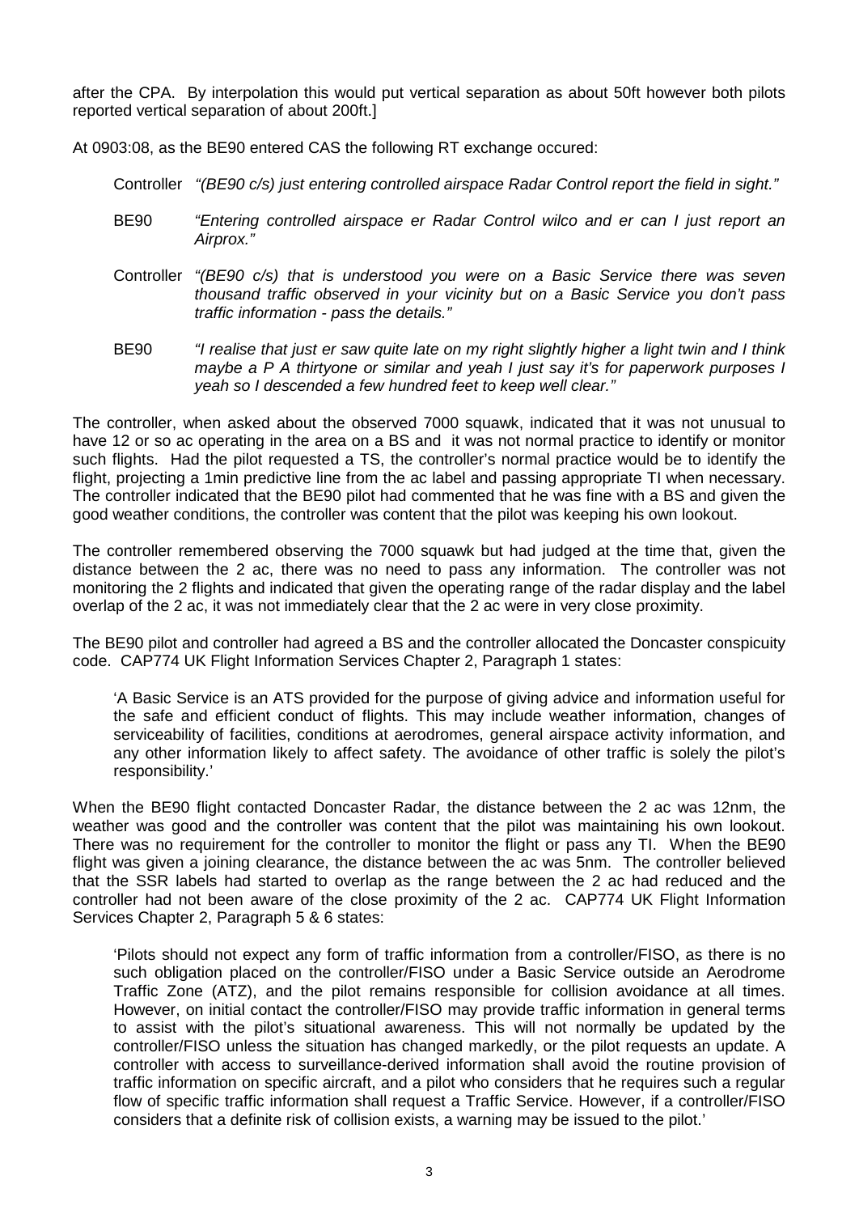after the CPA. By interpolation this would put vertical separation as about 50ft however both pilots reported vertical separation of about 200ft.]

At 0903:08, as the BE90 entered CAS the following RT exchange occured:

Controller *"(BE90 c/s) just entering controlled airspace Radar Control report the field in sight."*

BE90 *"Entering controlled airspace er Radar Control wilco and er can I just report an Airprox."*

Controller *"(BE90 c/s) that is understood you were on a Basic Service there was seven thousand traffic observed in your vicinity but on a Basic Service you don't pass traffic information - pass the details."*

BE90 *"I realise that just er saw quite late on my right slightly higher a light twin and I think maybe a P A thirtyone or similar and yeah I just say it's for paperwork purposes I yeah so I descended a few hundred feet to keep well clear."*

The controller, when asked about the observed 7000 squawk, indicated that it was not unusual to have 12 or so ac operating in the area on a BS and it was not normal practice to identify or monitor such flights. Had the pilot requested a TS, the controller's normal practice would be to identify the flight, projecting a 1min predictive line from the ac label and passing appropriate TI when necessary. The controller indicated that the BE90 pilot had commented that he was fine with a BS and given the good weather conditions, the controller was content that the pilot was keeping his own lookout.

The controller remembered observing the 7000 squawk but had judged at the time that, given the distance between the 2 ac, there was no need to pass any information. The controller was not monitoring the 2 flights and indicated that given the operating range of the radar display and the label overlap of the 2 ac, it was not immediately clear that the 2 ac were in very close proximity.

The BE90 pilot and controller had agreed a BS and the controller allocated the Doncaster conspicuity code. CAP774 UK Flight Information Services Chapter 2, Paragraph 1 states:

> 'A Basic Service is an ATS provided for the purpose of giving advice and information useful for the safe and efficient conduct of flights. This may include weather information, changes of serviceability of facilities, conditions at aerodromes, general airspace activity information, and any other information likely to affect safety. The avoidance of other traffic is solely the pilot's responsibility.'

When the BE90 flight contacted Doncaster Radar, the distance between the 2 ac was 12nm, the weather was good and the controller was content that the pilot was maintaining his own lookout. There was no requirement for the controller to monitor the flight or pass any TI. When the BE90 flight was given a joining clearance, the distance between the ac was 5nm. The controller believed that the SSR labels had started to overlap as the range between the 2 ac had reduced and the controller had not been aware of the close proximity of the 2 ac. CAP774 UK Flight Information Services Chapter 2, Paragraph 5 & 6 states:

> 'Pilots should not expect any form of traffic information from a controller/FISO, as there is no such obligation placed on the controller/FISO under a Basic Service outside an Aerodrome Traffic Zone (ATZ), and the pilot remains responsible for collision avoidance at all times. However, on initial contact the controller/FISO may provide traffic information in general terms to assist with the pilot's situational awareness. This will not normally be updated by the controller/FISO unless the situation has changed markedly, or the pilot requests an update. A controller with access to surveillance-derived information shall avoid the routine provision of traffic information on specific aircraft, and a pilot who considers that he requires such a regular flow of specific traffic information shall request a Traffic Service. However, if a controller/FISO considers that a definite risk of collision exists, a warning may be issued to the pilot.'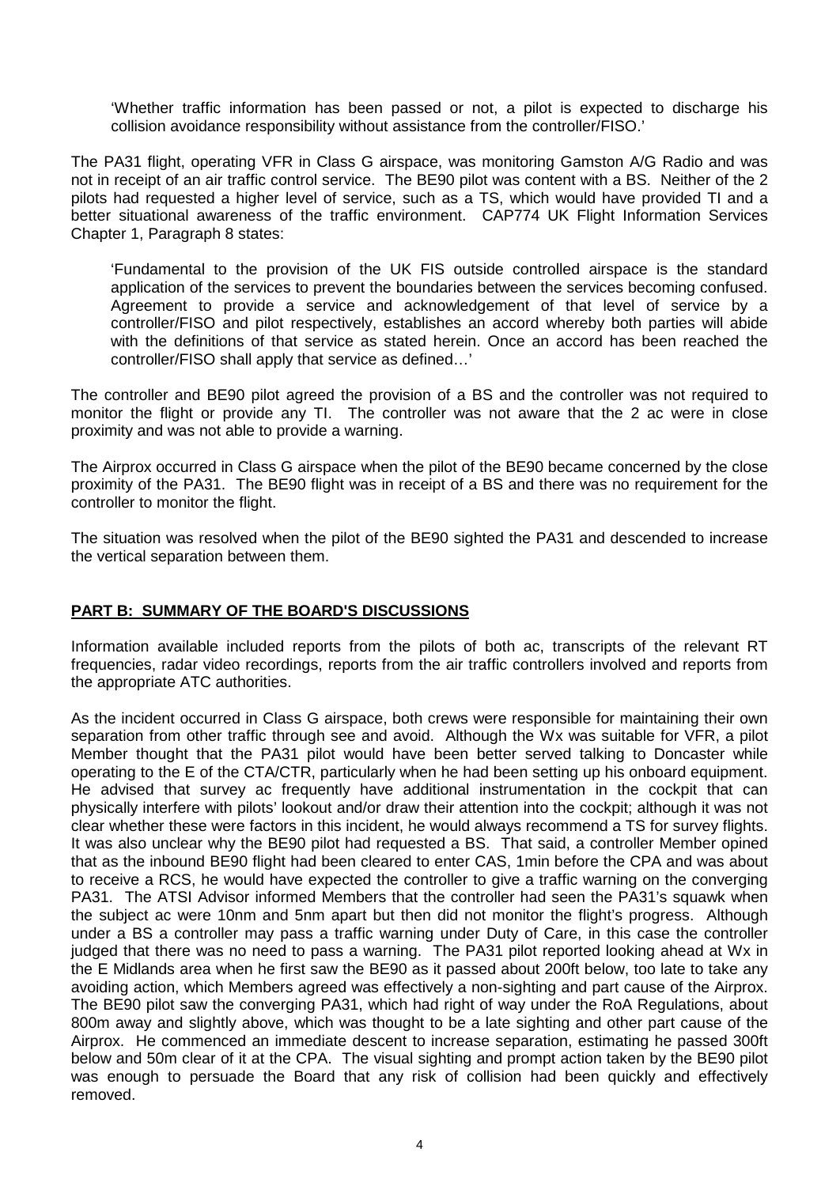> 'Whether traffic information has been passed or not, a pilot is expected to discharge his collision avoidance responsibility without assistance from the controller/FISO.'

The PA31 flight, operating VFR in Class G airspace, was monitoring Gamston A/G Radio and was not in receipt of an air traffic control service. The BE90 pilot was content with a BS. Neither of the 2 pilots had requested a higher level of service, such as a TS, which would have provided TI and a better situational awareness of the traffic environment. CAP774 UK Flight Information Services Chapter 1, Paragraph 8 states:

> 'Fundamental to the provision of the UK FIS outside controlled airspace is the standard application of the services to prevent the boundaries between the services becoming confused. Agreement to provide a service and acknowledgement of that level of service by a controller/FISO and pilot respectively, establishes an accord whereby both parties will abide with the definitions of that service as stated herein. Once an accord has been reached the controller/FISO shall apply that service as defined…'

The controller and BE90 pilot agreed the provision of a BS and the controller was not required to monitor the flight or provide any TI. The controller was not aware that the 2 ac were in close proximity and was not able to provide a warning.

The Airprox occurred in Class G airspace when the pilot of the BE90 became concerned by the close proximity of the PA31. The BE90 flight was in receipt of a BS and there was no requirement for the controller to monitor the flight.

The situation was resolved when the pilot of the BE90 sighted the PA31 and descended to increase the vertical separation between them.

## PART B: SUMMARY OF THE BOARD'S DISCUSSIONS

Information available included reports from the pilots of both ac, transcripts of the relevant RT frequencies, radar video recordings, reports from the air traffic controllers involved and reports from the appropriate ATC authorities.

As the incident occurred in Class G airspace, both crews were responsible for maintaining their own separation from other traffic through see and avoid. Although the Wx was suitable for VFR, a pilot Member thought that the PA31 pilot would have been better served talking to Doncaster while operating to the E of the CTA/CTR, particularly when he had been setting up his onboard equipment. He advised that survey ac frequently have additional instrumentation in the cockpit that can physically interfere with pilots' lookout and/or draw their attention into the cockpit; although it was not clear whether these were factors in this incident, he would always recommend a TS for survey flights. It was also unclear why the BE90 pilot had requested a BS. That said, a controller Member opined that as the inbound BE90 flight had been cleared to enter CAS, 1min before the CPA and was about to receive a RCS, he would have expected the controller to give a traffic warning on the converging PA31. The ATSI Advisor informed Members that the controller had seen the PA31's squawk when the subject ac were 10nm and 5nm apart but then did not monitor the flight's progress. Although under a BS a controller may pass a traffic warning under Duty of Care, in this case the controller judged that there was no need to pass a warning. The PA31 pilot reported looking ahead at Wx in the E Midlands area when he first saw the BE90 as it passed about 200ft below, too late to take any avoiding action, which Members agreed was effectively a non-sighting and part cause of the Airprox. The BE90 pilot saw the converging PA31, which had right of way under the RoA Regulations, about 800m away and slightly above, which was thought to be a late sighting and other part cause of the Airprox. He commenced an immediate descent to increase separation, estimating he passed 300ft below and 50m clear of it at the CPA. The visual sighting and prompt action taken by the BE90 pilot was enough to persuade the Board that any risk of collision had been quickly and effectively removed.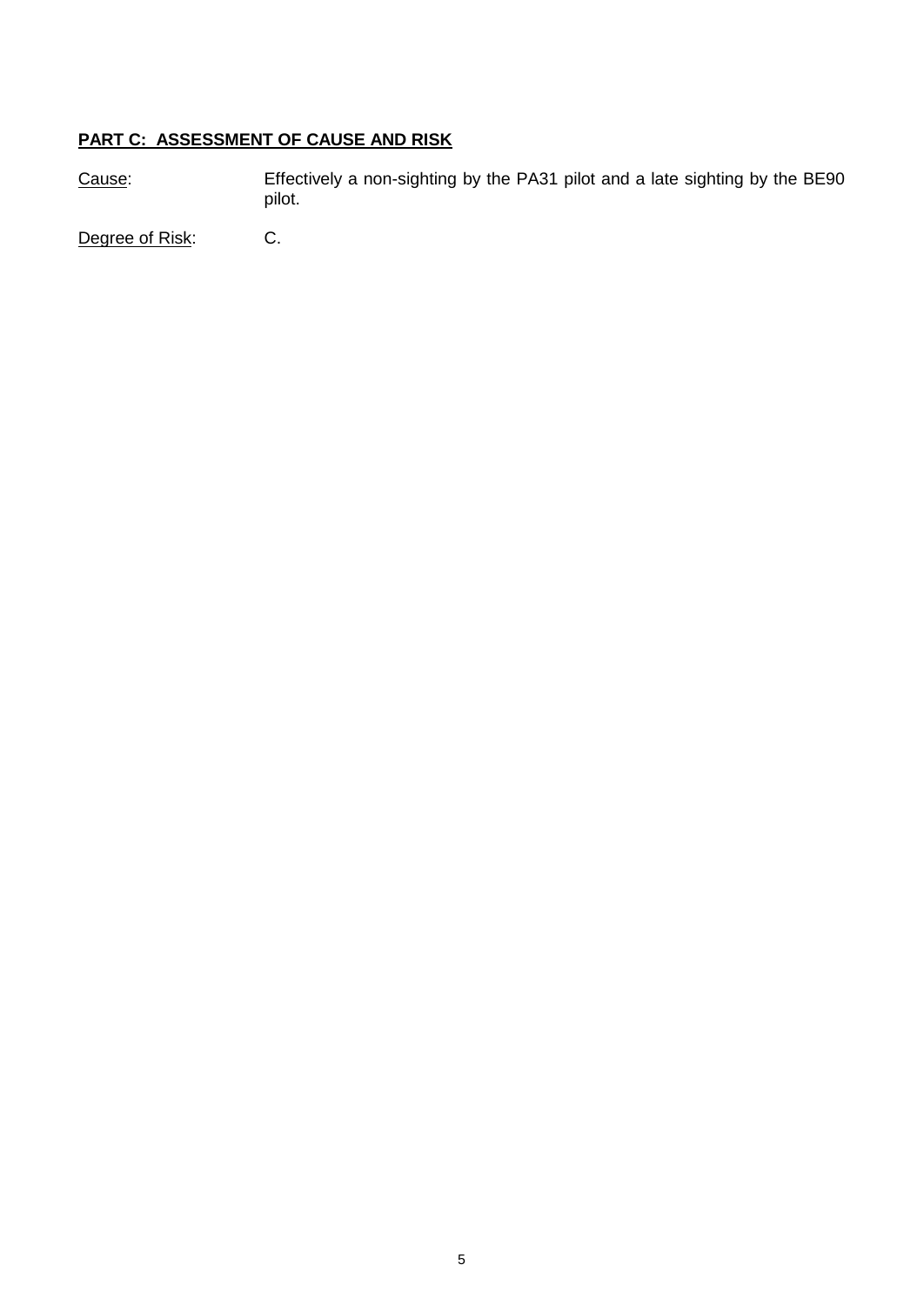**PART C: ASSESSMENT OF CAUSE AND RISK**

Cause: Effectively a non-sighting by the PA31 pilot and a late sighting by the BE90 pilot.

Degree of Risk: C.